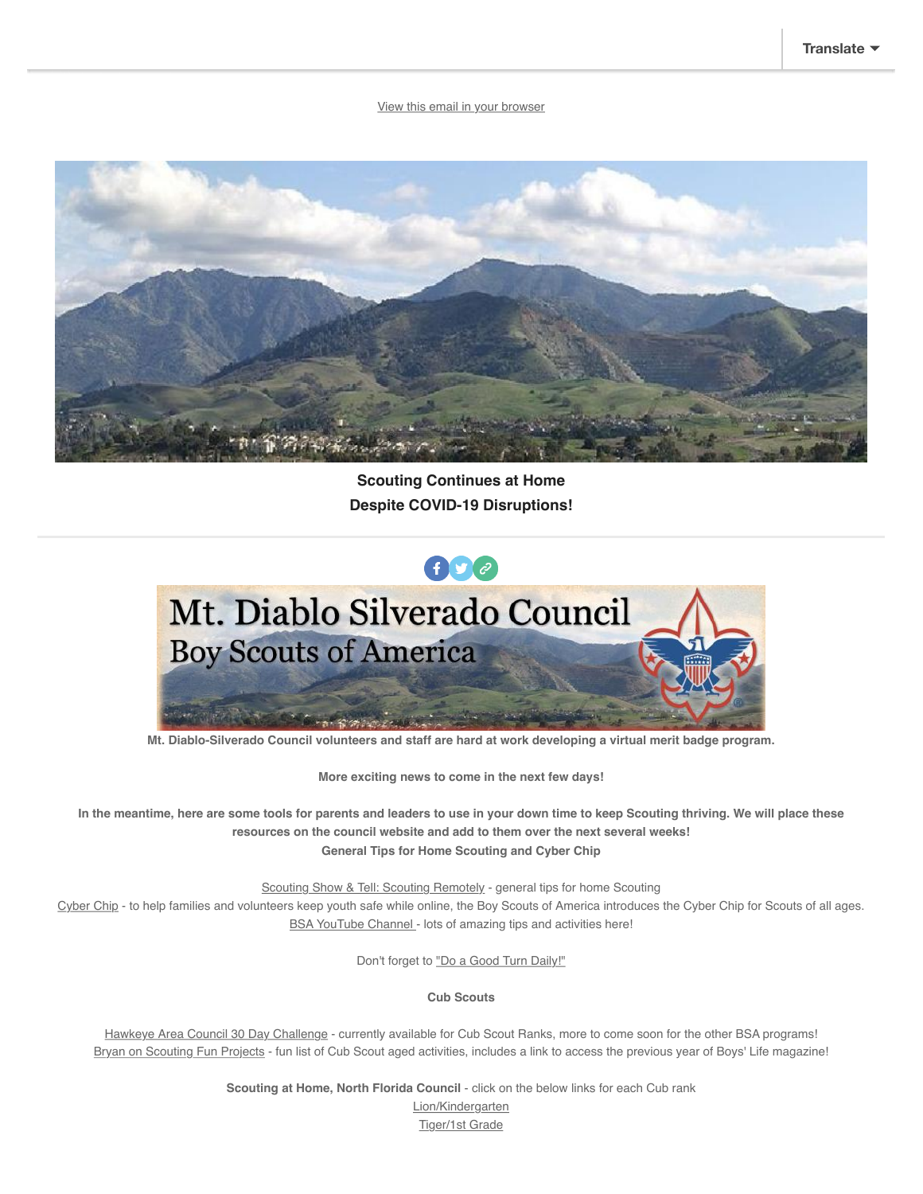Translate ▼

View this email in your browser

**Scouting Continues at Home**
**Despite COVID-19 Disruptions!**

---

Mt. Diablo Silverado Council
Boy Scouts of America

**Mt. Diablo-Silverado Council volunteers and staff are hard at work developing a virtual merit badge program.**

**More exciting news to come in the next few days!**

**In the meantime, here are some tools for parents and leaders to use in your down time to keep Scouting thriving. We will place these resources on the council website and add to them over the next several weeks!**

**General Tips for Home Scouting and Cyber Chip**

Scouting Show & Tell: Scouting Remotely - general tips for home Scouting
Cyber Chip - to help families and volunteers keep youth safe while online, the Boy Scouts of America introduces the Cyber Chip for Scouts of all ages.
BSA YouTube Channel - lots of amazing tips and activities here!

Don't forget to "Do a Good Turn Daily!"

**Cub Scouts**

Hawkeye Area Council 30 Day Challenge - currently available for Cub Scout Ranks, more to come soon for the other BSA programs!
Bryan on Scouting Fun Projects - fun list of Cub Scout aged activities, includes a link to access the previous year of Boys' Life magazine!

**Scouting at Home, North Florida Council** - click on the below links for each Cub rank
Lion/Kindergarten
Tiger/1st Grade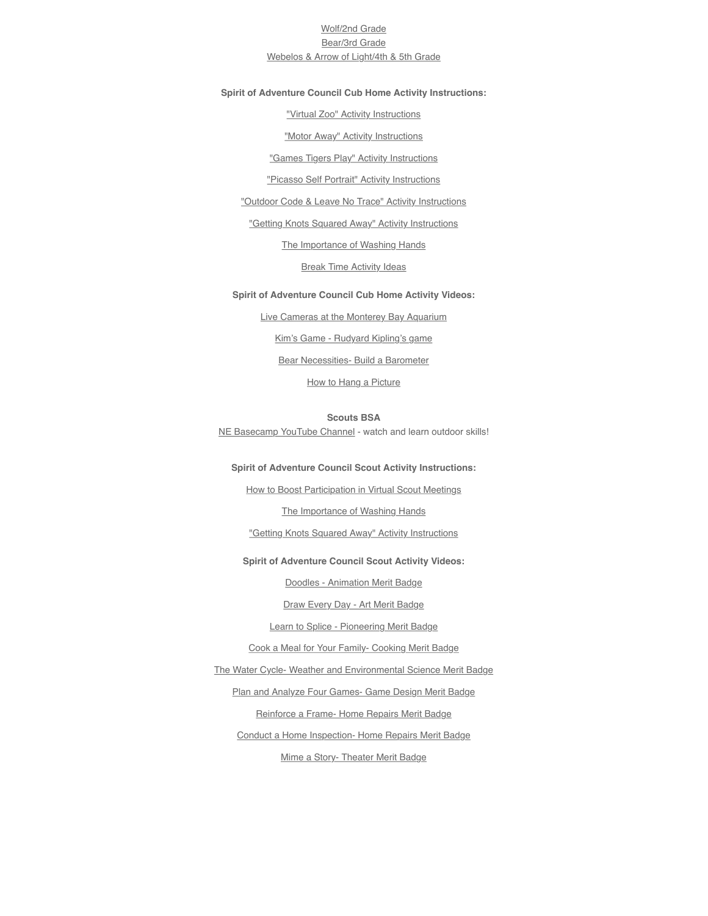Wolf/2nd Grade

Bear/3rd Grade

Webelos & Arrow of Light/4th & 5th Grade

**Spirit of Adventure Council Cub Home Activity Instructions:**

"Virtual Zoo" Activity Instructions

"Motor Away" Activity Instructions

"Games Tigers Play" Activity Instructions

"Picasso Self Portrait" Activity Instructions

"Outdoor Code & Leave No Trace" Activity Instructions

"Getting Knots Squared Away" Activity Instructions

The Importance of Washing Hands

Break Time Activity Ideas

**Spirit of Adventure Council Cub Home Activity Videos:**

Live Cameras at the Monterey Bay Aquarium

Kim's Game - Rudyard Kipling's game

Bear Necessities- Build a Barometer

How to Hang a Picture

**Scouts BSA**

NE Basecamp YouTube Channel - watch and learn outdoor skills!

**Spirit of Adventure Council Scout Activity Instructions:**

How to Boost Participation in Virtual Scout Meetings

The Importance of Washing Hands

"Getting Knots Squared Away" Activity Instructions

**Spirit of Adventure Council Scout Activity Videos:**

Doodles - Animation Merit Badge

Draw Every Day - Art Merit Badge

Learn to Splice - Pioneering Merit Badge

Cook a Meal for Your Family- Cooking Merit Badge

The Water Cycle- Weather and Environmental Science Merit Badge

Plan and Analyze Four Games- Game Design Merit Badge

Reinforce a Frame- Home Repairs Merit Badge

Conduct a Home Inspection- Home Repairs Merit Badge

Mime a Story- Theater Merit Badge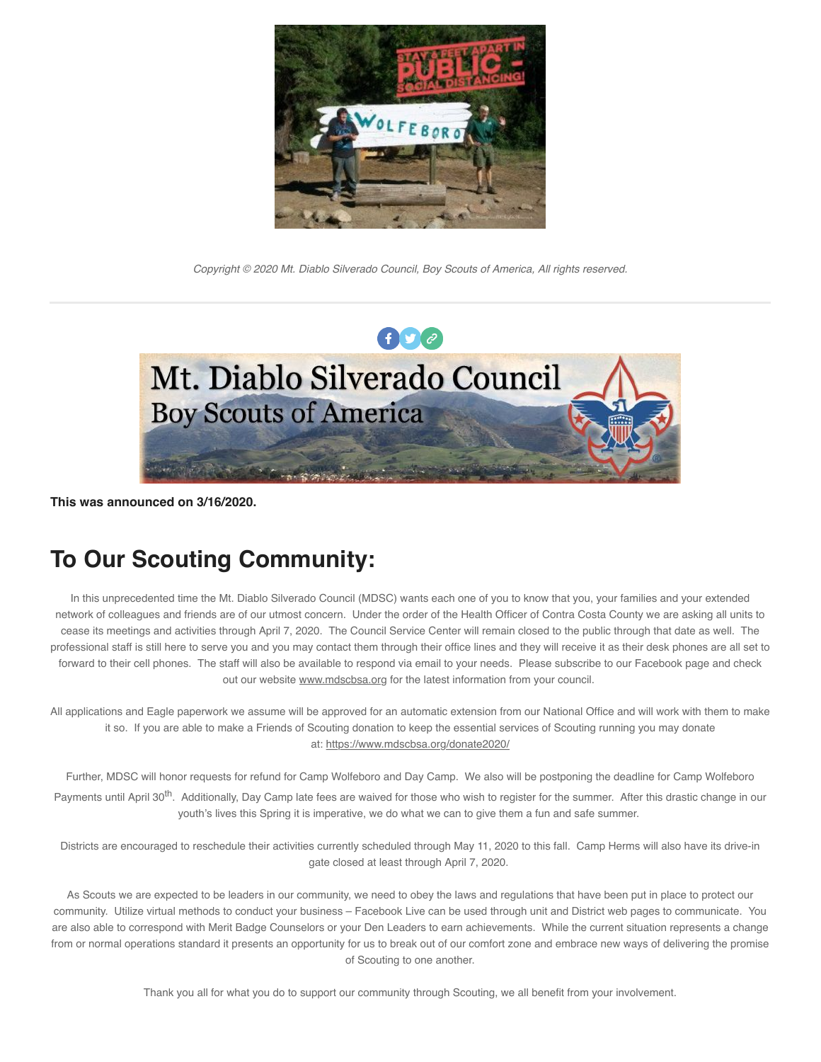*Copyright © 2020 Mt. Diablo Silverado Council, Boy Scouts of America, All rights reserved.*

---

**This was announced on 3/16/2020.**

# To Our Scouting Community:

In this unprecedented time the Mt. Diablo Silverado Council (MDSC) wants each one of you to know that you, your families and your extended network of colleagues and friends are of our utmost concern. Under the order of the Health Officer of Contra Costa County we are asking all units to cease its meetings and activities through April 7, 2020. The Council Service Center will remain closed to the public through that date as well. The professional staff is still here to serve you and you may contact them through their office lines and they will receive it as their desk phones are all set to forward to their cell phones. The staff will also be available to respond via email to your needs. Please subscribe to our Facebook page and check out our website www.mdscbsa.org for the latest information from your council.

All applications and Eagle paperwork we assume will be approved for an automatic extension from our National Office and will work with them to make it so. If you are able to make a Friends of Scouting donation to keep the essential services of Scouting running you may donate at: https://www.mdscbsa.org/donate2020/

Further, MDSC will honor requests for refund for Camp Wolfeboro and Day Camp. We also will be postponing the deadline for Camp Wolfeboro Payments until April 30th. Additionally, Day Camp late fees are waived for those who wish to register for the summer. After this drastic change in our youth's lives this Spring it is imperative, we do what we can to give them a fun and safe summer.

Districts are encouraged to reschedule their activities currently scheduled through May 11, 2020 to this fall. Camp Herms will also have its drive-in gate closed at least through April 7, 2020.

As Scouts we are expected to be leaders in our community, we need to obey the laws and regulations that have been put in place to protect our community. Utilize virtual methods to conduct your business – Facebook Live can be used through unit and District web pages to communicate. You are also able to correspond with Merit Badge Counselors or your Den Leaders to earn achievements. While the current situation represents a change from or normal operations standard it presents an opportunity for us to break out of our comfort zone and embrace new ways of delivering the promise of Scouting to one another.

Thank you all for what you do to support our community through Scouting, we all benefit from your involvement.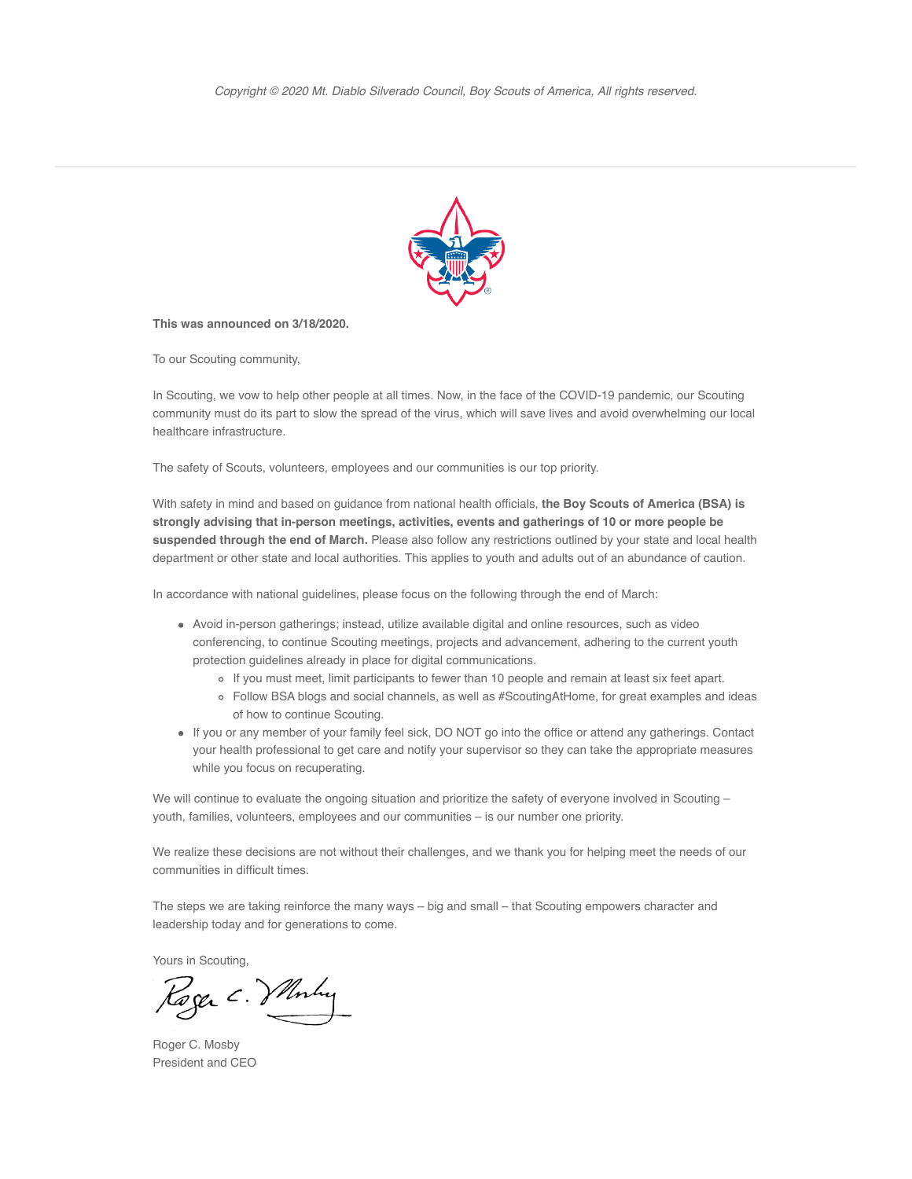*Copyright © 2020 Mt. Diablo Silverado Council, Boy Scouts of America, All rights reserved.*

---

**This was announced on 3/18/2020.**

To our Scouting community,

In Scouting, we vow to help other people at all times. Now, in the face of the COVID-19 pandemic, our Scouting community must do its part to slow the spread of the virus, which will save lives and avoid overwhelming our local healthcare infrastructure.

The safety of Scouts, volunteers, employees and our communities is our top priority.

With safety in mind and based on guidance from national health officials, **the Boy Scouts of America (BSA) is strongly advising that in-person meetings, activities, events and gatherings of 10 or more people be suspended through the end of March.** Please also follow any restrictions outlined by your state and local health department or other state and local authorities. This applies to youth and adults out of an abundance of caution.

In accordance with national guidelines, please focus on the following through the end of March:

- Avoid in-person gatherings; instead, utilize available digital and online resources, such as video conferencing, to continue Scouting meetings, projects and advancement, adhering to the current youth protection guidelines already in place for digital communications.
  - If you must meet, limit participants to fewer than 10 people and remain at least six feet apart.
  - Follow BSA blogs and social channels, as well as #ScoutingAtHome, for great examples and ideas of how to continue Scouting.
- If you or any member of your family feel sick, DO NOT go into the office or attend any gatherings. Contact your health professional to get care and notify your supervisor so they can take the appropriate measures while you focus on recuperating.

We will continue to evaluate the ongoing situation and prioritize the safety of everyone involved in Scouting – youth, families, volunteers, employees and our communities – is our number one priority.

We realize these decisions are not without their challenges, and we thank you for helping meet the needs of our communities in difficult times.

The steps we are taking reinforce the many ways – big and small – that Scouting empowers character and leadership today and for generations to come.

Yours in Scouting,

Roger C. Mosby
President and CEO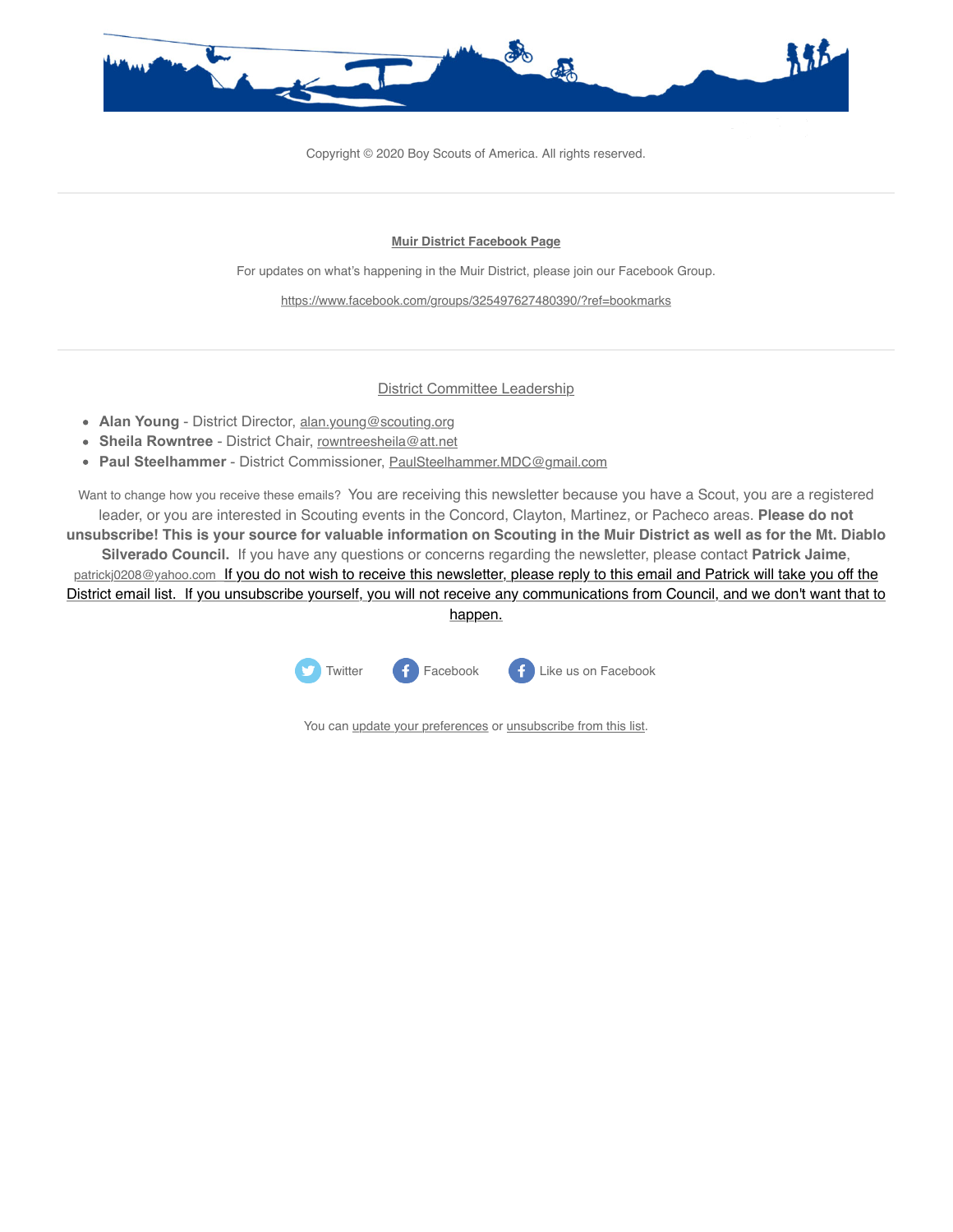Copyright © 2020 Boy Scouts of America. All rights reserved.

---

**Muir District Facebook Page**

For updates on what's happening in the Muir District, please join our Facebook Group.

https://www.facebook.com/groups/325497627480390/?ref=bookmarks

---

District Committee Leadership

- **Alan Young** - District Director, alan.young@scouting.org
- **Sheila Rowntree** - District Chair, rowntreesheila@att.net
- **Paul Steelhammer** - District Commissioner, PaulSteelhammer.MDC@gmail.com

Want to change how you receive these emails? You are receiving this newsletter because you have a Scout, you are a registered leader, or you are interested in Scouting events in the Concord, Clayton, Martinez, or Pacheco areas. **Please do not unsubscribe! This is your source for valuable information on Scouting in the Muir District as well as for the Mt. Diablo Silverado Council.** If you have any questions or concerns regarding the newsletter, please contact **Patrick Jaime**, patrickj0208@yahoo.com If you do not wish to receive this newsletter, please reply to this email and Patrick will take you off the District email list. If you unsubscribe yourself, you will not receive any communications from Council, and we don't want that to happen.

Twitter Facebook Like us on Facebook

You can update your preferences or unsubscribe from this list.